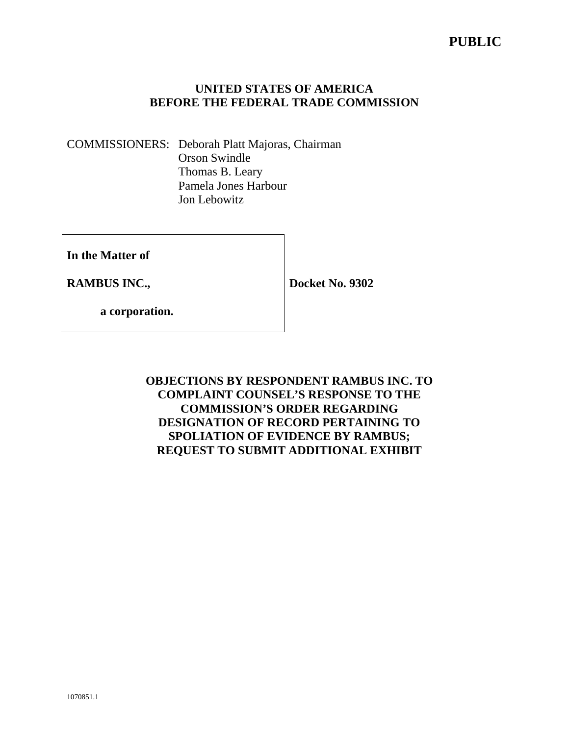**PUBLIC**

**UNITED STATES OF AMERICA**
**BEFORE THE FEDERAL TRADE COMMISSION**

COMMISSIONERS: Deborah Platt Majoras, Chairman
Orson Swindle
Thomas B. Leary
Pamela Jones Harbour
Jon Lebowitz

| | |
|---|---|
| **In the Matter of** | |
| **RAMBUS INC.,** | **Docket No. 9302** |
| **a corporation.** | |

**OBJECTIONS BY RESPONDENT RAMBUS INC. TO COMPLAINT COUNSEL'S RESPONSE TO THE COMMISSION'S ORDER REGARDING DESIGNATION OF RECORD PERTAINING TO SPOLIATION OF EVIDENCE BY RAMBUS; REQUEST TO SUBMIT ADDITIONAL EXHIBIT**

1070851.1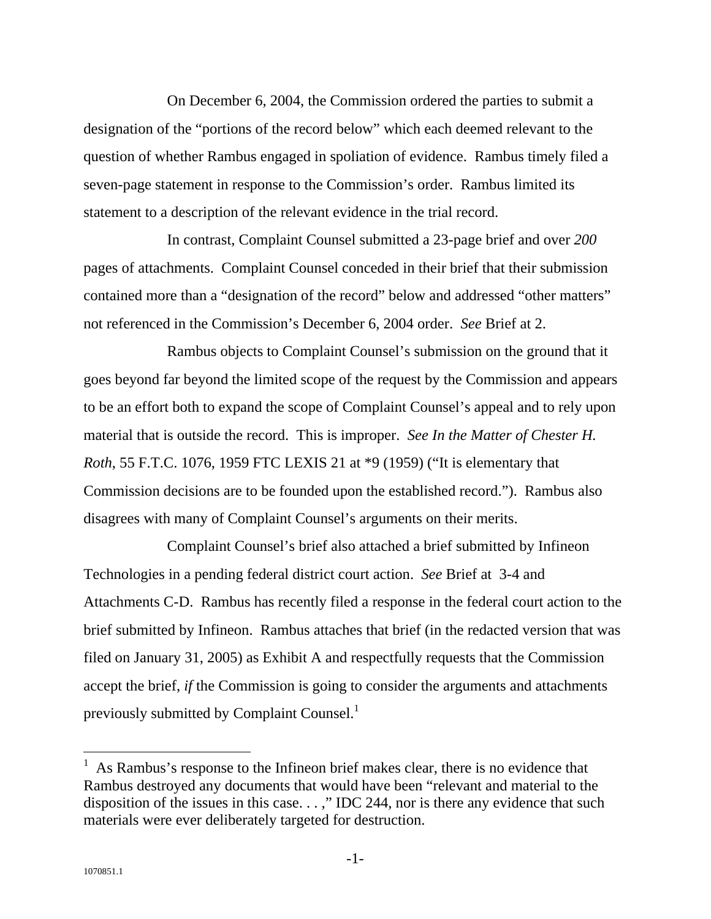On December 6, 2004, the Commission ordered the parties to submit a designation of the "portions of the record below" which each deemed relevant to the question of whether Rambus engaged in spoliation of evidence. Rambus timely filed a seven-page statement in response to the Commission's order. Rambus limited its statement to a description of the relevant evidence in the trial record.

In contrast, Complaint Counsel submitted a 23-page brief and over *200* pages of attachments. Complaint Counsel conceded in their brief that their submission contained more than a "designation of the record" below and addressed "other matters" not referenced in the Commission's December 6, 2004 order. *See* Brief at 2.

Rambus objects to Complaint Counsel's submission on the ground that it goes beyond far beyond the limited scope of the request by the Commission and appears to be an effort both to expand the scope of Complaint Counsel's appeal and to rely upon material that is outside the record. This is improper. *See In the Matter of Chester H. Roth*, 55 F.T.C. 1076, 1959 FTC LEXIS 21 at *9 (1959) ("It is elementary that Commission decisions are to be founded upon the established record."). Rambus also disagrees with many of Complaint Counsel's arguments on their merits.

Complaint Counsel's brief also attached a brief submitted by Infineon Technologies in a pending federal district court action. *See* Brief at 3-4 and Attachments C-D. Rambus has recently filed a response in the federal court action to the brief submitted by Infineon. Rambus attaches that brief (in the redacted version that was filed on January 31, 2005) as Exhibit A and respectfully requests that the Commission accept the brief, *if* the Commission is going to consider the arguments and attachments previously submitted by Complaint Counsel.[1]

---

[1] As Rambus's response to the Infineon brief makes clear, there is no evidence that Rambus destroyed any documents that would have been "relevant and material to the disposition of the issues in this case. . . ," IDC 244, nor is there any evidence that such materials were ever deliberately targeted for destruction.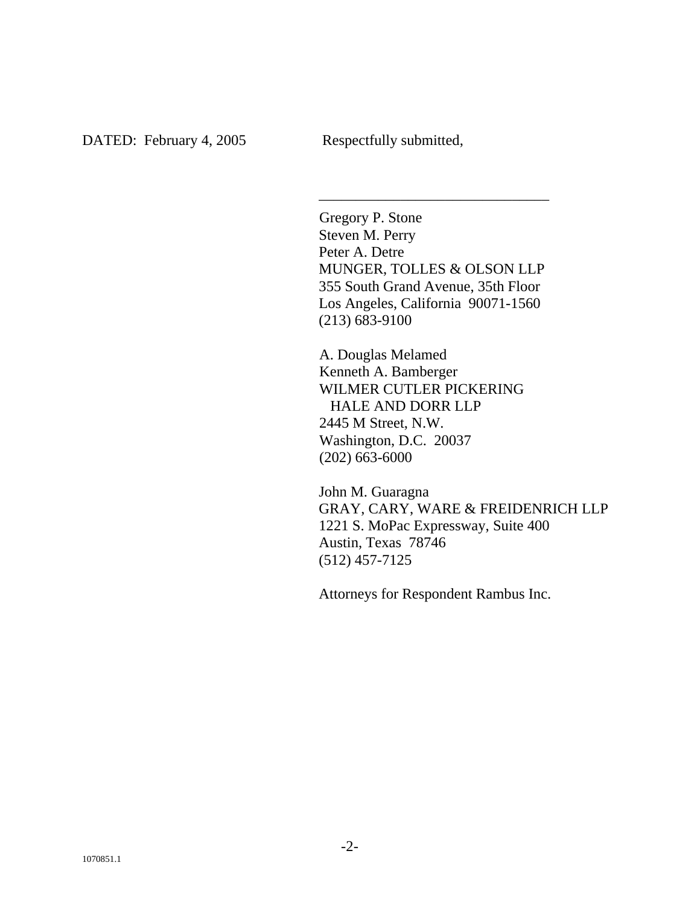DATED: February 4, 2005 Respectfully submitted,

\_\_\_\_\_\_\_\_\_\_\_\_\_\_\_\_\_\_\_\_\_\_\_\_\_\_\_\_\_\_\_

Gregory P. Stone
Steven M. Perry
Peter A. Detre
MUNGER, TOLLES & OLSON LLP
355 South Grand Avenue, 35th Floor
Los Angeles, California 90071-1560
(213) 683-9100

A. Douglas Melamed
Kenneth A. Bamberger
WILMER CUTLER PICKERING
HALE AND DORR LLP
2445 M Street, N.W.
Washington, D.C. 20037
(202) 663-6000

John M. Guaragna
GRAY, CARY, WARE & FREIDENRICH LLP
1221 S. MoPac Expressway, Suite 400
Austin, Texas 78746
(512) 457-7125

Attorneys for Respondent Rambus Inc.

1070851.1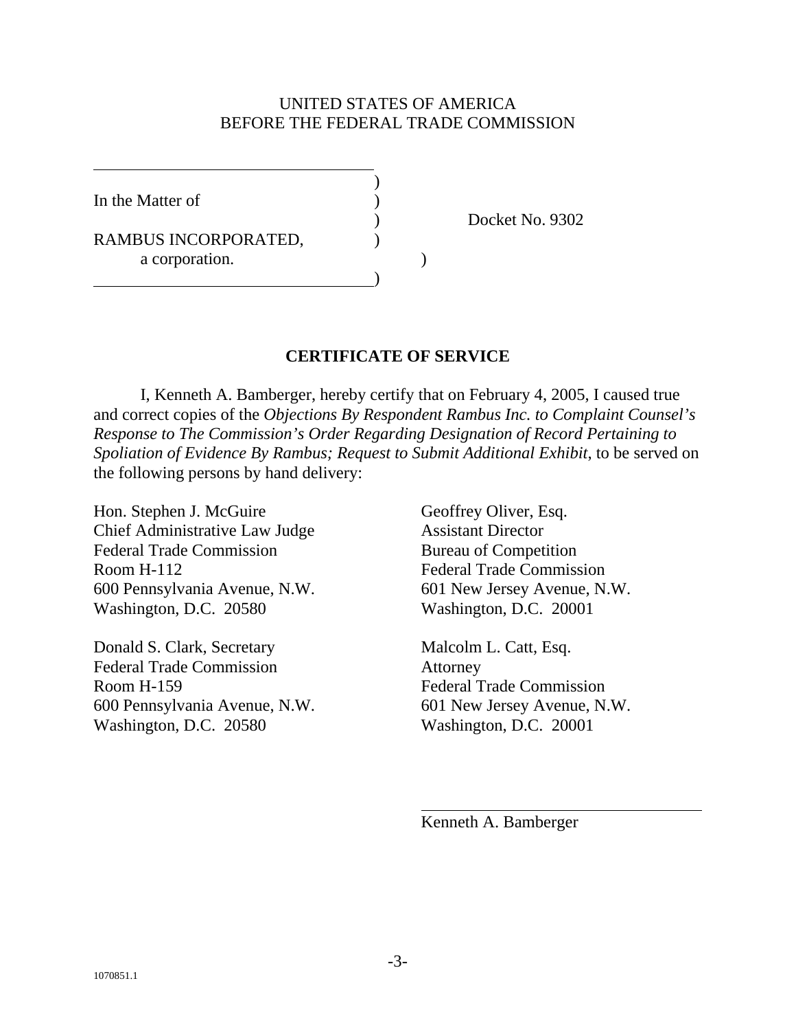UNITED STATES OF AMERICA
BEFORE THE FEDERAL TRADE COMMISSION

| | | |
|---|---|---|
| In the Matter of | ) | |
| | ) | Docket No. 9302 |
| RAMBUS INCORPORATED, a corporation. | ) | |

## CERTIFICATE OF SERVICE

I, Kenneth A. Bamberger, hereby certify that on February 4, 2005, I caused true and correct copies of the *Objections By Respondent Rambus Inc. to Complaint Counsel's Response to The Commission's Order Regarding Designation of Record Pertaining to Spoliation of Evidence By Rambus; Request to Submit Additional Exhibit*, to be served on the following persons by hand delivery:

Hon. Stephen J. McGuire
Chief Administrative Law Judge
Federal Trade Commission
Room H-112
600 Pennsylvania Avenue, N.W.
Washington, D.C. 20580

Donald S. Clark, Secretary
Federal Trade Commission
Room H-159
600 Pennsylvania Avenue, N.W.
Washington, D.C. 20580

Geoffrey Oliver, Esq.
Assistant Director
Bureau of Competition
Federal Trade Commission
601 New Jersey Avenue, N.W.
Washington, D.C. 20001

Malcolm L. Catt, Esq.
Attorney
Federal Trade Commission
601 New Jersey Avenue, N.W.
Washington, D.C. 20001

Kenneth A. Bamberger

1070851.1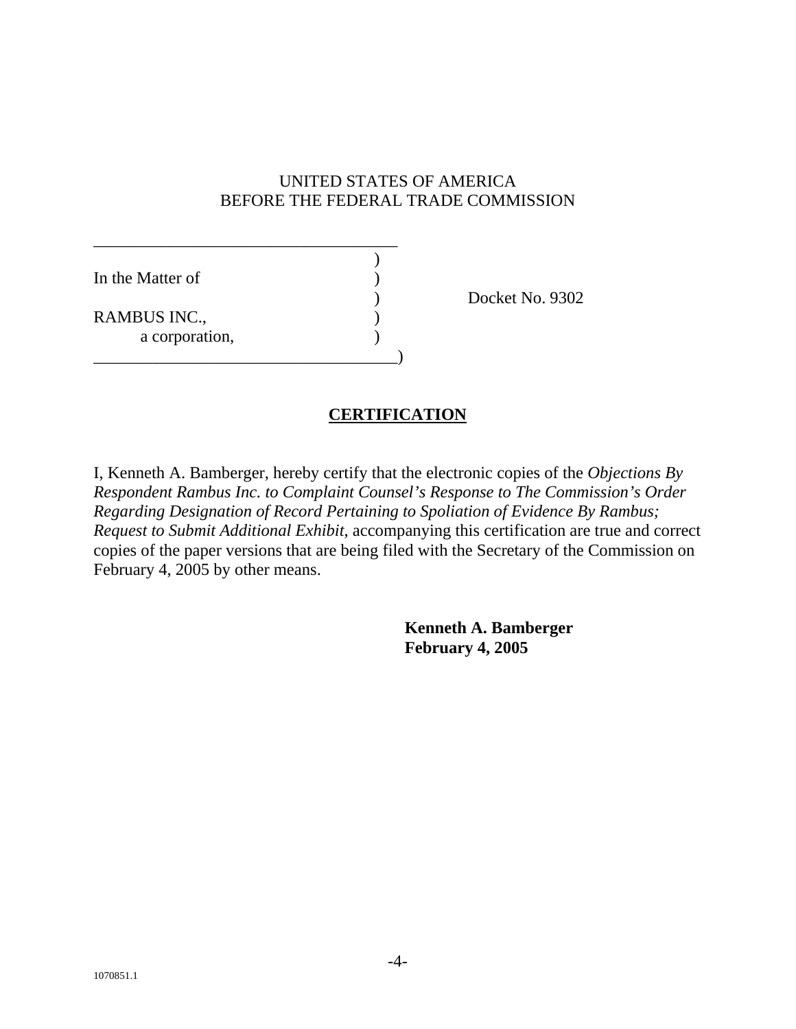UNITED STATES OF AMERICA
BEFORE THE FEDERAL TRADE COMMISSION

| | | |
|---|---|---|
| In the Matter of | ) | |
| | ) | Docket No. 9302 |
| RAMBUS INC., | ) | |
| a corporation, | ) | |

## <u>CERTIFICATION</u>

I, Kenneth A. Bamberger, hereby certify that the electronic copies of the *Objections By Respondent Rambus Inc. to Complaint Counsel's Response to The Commission's Order Regarding Designation of Record Pertaining to Spoliation of Evidence By Rambus; Request to Submit Additional Exhibit,* accompanying this certification are true and correct copies of the paper versions that are being filed with the Secretary of the Commission on February 4, 2005 by other means.

**Kenneth A. Bamberger**
**February 4, 2005**

1070851.1